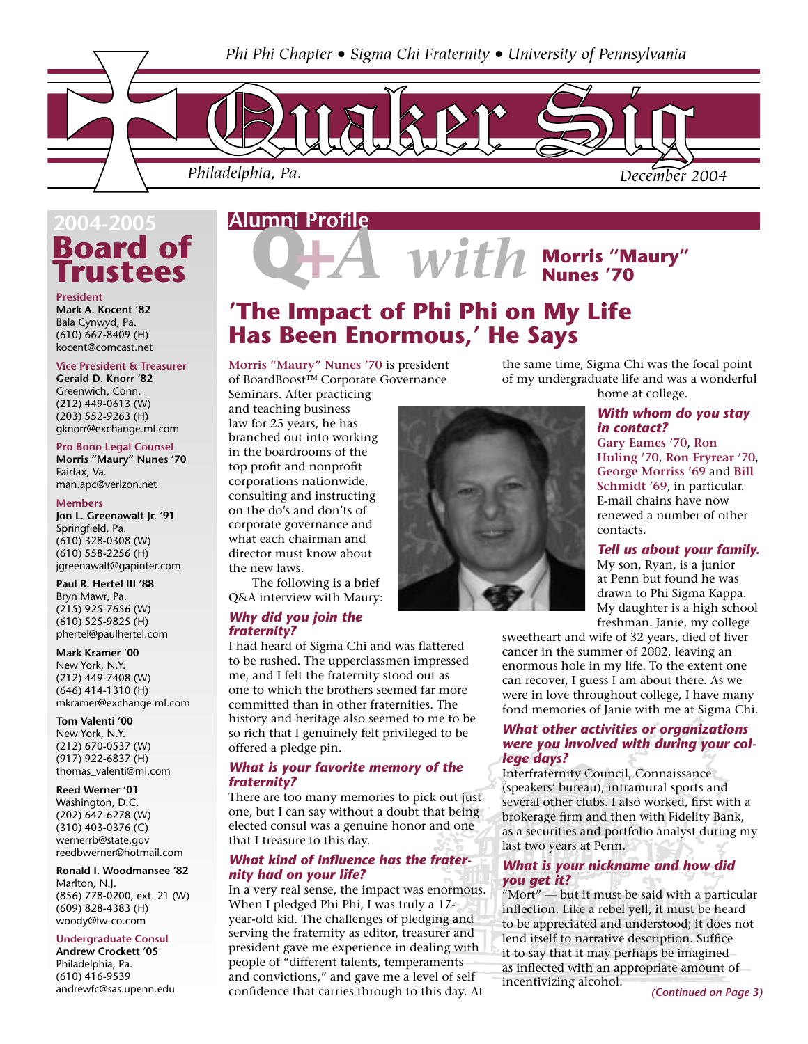Phi Phi Chapter • Sigma Chi Fraternity • University of Pennsylvania

# Quaker Sig

Philadelphia, Pa. December 2004

## 2004-2005 Board of Trustees

**President**
**Mark A. Kocent '82**
Bala Cynwyd, Pa.
(610) 667-8409 (H)
kocent@comcast.net

**Vice President & Treasurer**
**Gerald D. Knorr '82**
Greenwich, Conn.
(212) 449-0613 (W)
(203) 552-9263 (H)
gknorr@exchange.ml.com

**Pro Bono Legal Counsel**
**Morris "Maury" Nunes '70**
Fairfax, Va.
man.apc@verizon.net

**Members**
**Jon L. Greenawalt Jr. '91**
Springfield, Pa.
(610) 328-0308 (W)
(610) 558-2256 (H)
jgreenawalt@gapinter.com

**Paul R. Hertel III '88**
Bryn Mawr, Pa.
(215) 925-7656 (W)
(610) 525-9825 (H)
phertel@paulhertel.com

**Mark Kramer '00**
New York, N.Y.
(212) 449-7408 (W)
(646) 414-1310 (H)
mkramer@exchange.ml.com

**Tom Valenti '00**
New York, N.Y.
(212) 670-0537 (W)
(917) 922-6837 (H)
thomas_valenti@ml.com

**Reed Werner '01**
Washington, D.C.
(202) 647-6278 (W)
(310) 403-0376 (C)
wernerrb@state.gov
reedbwerner@hotmail.com

**Ronald I. Woodmansee '82**
Marlton, N.J.
(856) 778-0200, ext. 21 (W)
(609) 828-4383 (H)
woody@fw-co.com

**Undergraduate Consul**
**Andrew Crockett '05**
Philadelphia, Pa.
(610) 416-9539
andrewfc@sas.upenn.edu

## Alumni Profile

### Q+A with Morris "Maury" Nunes '70

# 'The Impact of Phi Phi on My Life Has Been Enormous,' He Says

**Morris "Maury" Nunes '70** is president of BoardBoost™ Corporate Governance Seminars. After practicing and teaching business law for 25 years, he has branched out into working in the boardrooms of the top profit and nonprofit corporations nationwide, consulting and instructing on the do's and don'ts of corporate governance and what each chairman and director must know about the new laws.

The following is a brief Q&A interview with Maury:

***Why did you join the fraternity?***

I had heard of Sigma Chi and was flattered to be rushed. The upperclassmen impressed me, and I felt the fraternity stood out as one to which the brothers seemed far more committed than in other fraternities. The history and heritage also seemed to me to be so rich that I genuinely felt privileged to be offered a pledge pin.

***What is your favorite memory of the fraternity?***

There are too many memories to pick out just one, but I can say without a doubt that being elected consul was a genuine honor and one that I treasure to this day.

***What kind of influence has the fraternity had on your life?***

In a very real sense, the impact was enormous. When I pledged Phi Phi, I was truly a 17-year-old kid. The challenges of pledging and serving the fraternity as editor, treasurer and president gave me experience in dealing with people of "different talents, temperaments and convictions," and gave me a level of self confidence that carries through to this day. At the same time, Sigma Chi was the focal point of my undergraduate life and was a wonderful home at college.

***With whom do you stay in contact?***

**Gary Eames '70**, **Ron Huling '70**, **Ron Fryrear '70**, **George Morriss '69** and **Bill Schmidt '69**, in particular. E-mail chains have now renewed a number of other contacts.

***Tell us about your family.***

My son, Ryan, is a junior at Penn but found he was drawn to Phi Sigma Kappa. My daughter is a high school freshman. Janie, my college sweetheart and wife of 32 years, died of liver cancer in the summer of 2002, leaving an enormous hole in my life. To the extent one can recover, I guess I am about there. As we were in love throughout college, I have many fond memories of Janie with me at Sigma Chi.

***What other activities or organizations were you involved with during your college days?***

Interfraternity Council, Connaissance (speakers' bureau), intramural sports and several other clubs. I also worked, first with a brokerage firm and then with Fidelity Bank, as a securities and portfolio analyst during my last two years at Penn.

***What is your nickname and how did you get it?***

"Mort" — but it must be said with a particular inflection. Like a rebel yell, it must be heard to be appreciated and understood; it does not lend itself to narrative description. Suffice it to say that it may perhaps be imagined as inflected with an appropriate amount of incentivizing alcohol.

*(Continued on Page 3)*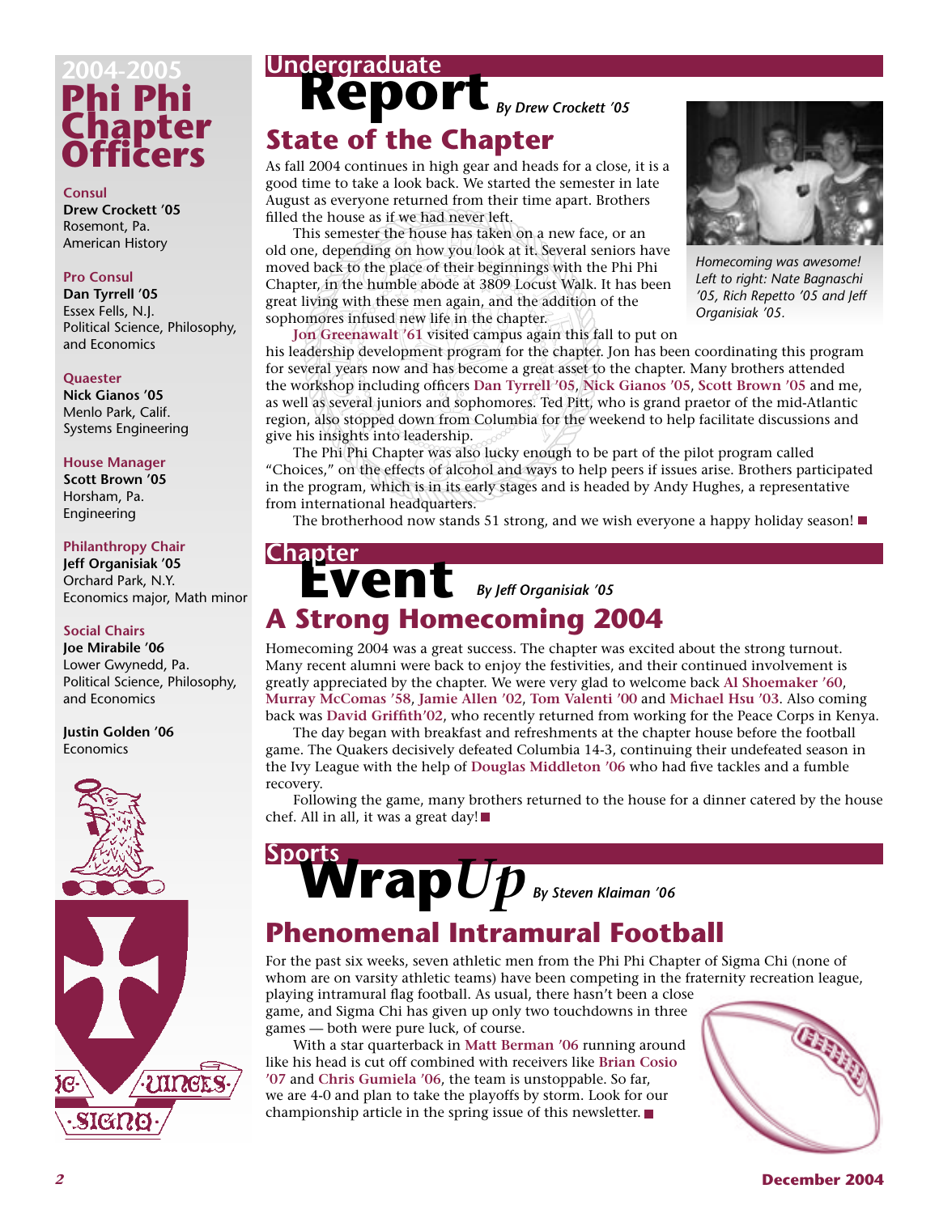# 2004-2005 Phi Phi Chapter Officers

**Consul**
**Drew Crockett '05**
Rosemont, Pa.
American History

**Pro Consul**
**Dan Tyrrell '05**
Essex Fells, N.J.
Political Science, Philosophy, and Economics

**Quaester**
**Nick Gianos '05**
Menlo Park, Calif.
Systems Engineering

**House Manager**
**Scott Brown '05**
Horsham, Pa.
Engineering

**Philanthropy Chair**
**Jeff Organisiak '05**
Orchard Park, N.Y.
Economics major, Math minor

**Social Chairs**
**Joe Mirabile '06**
Lower Gwynedd, Pa.
Political Science, Philosophy, and Economics

**Justin Golden '06**
Economics

# Undergraduate Report

*By Drew Crockett '05*

## State of the Chapter

As fall 2004 continues in high gear and heads for a close, it is a good time to take a look back. We started the semester in late August as everyone returned from their time apart. Brothers filled the house as if we had never left.

This semester the house has taken on a new face, or an old one, depending on how you look at it. Several seniors have moved back to the place of their beginnings with the Phi Phi Chapter, in the humble abode at 3809 Locust Walk. It has been great living with these men again, and the addition of the sophomores infused new life in the chapter.

*Homecoming was awesome! Left to right: Nate Bagnaschi '05, Rich Repetto '05 and Jeff Organisiak '05.*

**Jon Greenawalt '61** visited campus again this fall to put on his leadership development program for the chapter. Jon has been coordinating this program for several years now and has become a great asset to the chapter. Many brothers attended the workshop including officers **Dan Tyrrell '05**, **Nick Gianos '05**, **Scott Brown '05** and me, as well as several juniors and sophomores. Ted Pitt, who is grand praetor of the mid-Atlantic region, also stopped down from Columbia for the weekend to help facilitate discussions and give his insights into leadership.

The Phi Phi Chapter was also lucky enough to be part of the pilot program called "Choices," on the effects of alcohol and ways to help peers if issues arise. Brothers participated in the program, which is in its early stages and is headed by Andy Hughes, a representative from international headquarters.

The brotherhood now stands 51 strong, and we wish everyone a happy holiday season! ■

# Chapter Event

*By Jeff Organisiak '05*

## A Strong Homecoming 2004

Homecoming 2004 was a great success. The chapter was excited about the strong turnout. Many recent alumni were back to enjoy the festivities, and their continued involvement is greatly appreciated by the chapter. We were very glad to welcome back **Al Shoemaker '60**, **Murray McComas '58**, **Jamie Allen '02**, **Tom Valenti '00** and **Michael Hsu '03**. Also coming back was **David Griffith'02**, who recently returned from working for the Peace Corps in Kenya.

The day began with breakfast and refreshments at the chapter house before the football game. The Quakers decisively defeated Columbia 14-3, continuing their undefeated season in the Ivy League with the help of **Douglas Middleton '06** who had five tackles and a fumble recovery.

Following the game, many brothers returned to the house for a dinner catered by the house chef. All in all, it was a great day! ■

# Sports Wrap*Up*

*By Steven Klaiman '06*

## Phenomenal Intramural Football

For the past six weeks, seven athletic men from the Phi Phi Chapter of Sigma Chi (none of whom are on varsity athletic teams) have been competing in the fraternity recreation league, playing intramural flag football. As usual, there hasn't been a close game, and Sigma Chi has given up only two touchdowns in three games — both were pure luck, of course.

With a star quarterback in **Matt Berman '06** running around like his head is cut off combined with receivers like **Brian Cosio '07** and **Chris Gumiela '06**, the team is unstoppable. So far, we are 4-0 and plan to take the playoffs by storm. Look for our championship article in the spring issue of this newsletter. ■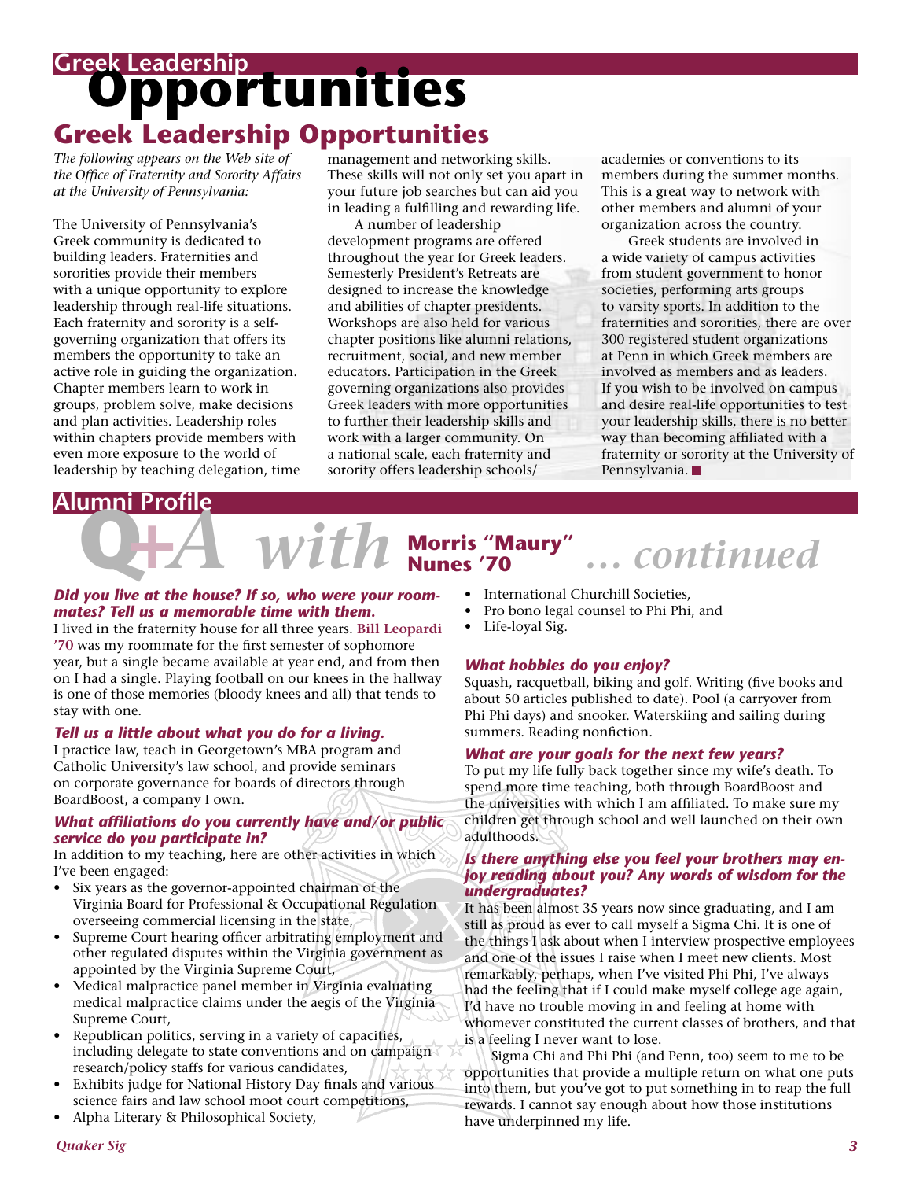# Greek Leadership Opportunities

*The following appears on the Web site of the Office of Fraternity and Sorority Affairs at the University of Pennsylvania:*

The University of Pennsylvania's Greek community is dedicated to building leaders. Fraternities and sororities provide their members with a unique opportunity to explore leadership through real-life situations. Each fraternity and sorority is a self-governing organization that offers its members the opportunity to take an active role in guiding the organization. Chapter members learn to work in groups, problem solve, make decisions and plan activities. Leadership roles within chapters provide members with even more exposure to the world of leadership by teaching delegation, time management and networking skills. These skills will not only set you apart in your future job searches but can aid you in leading a fulfilling and rewarding life.

A number of leadership development programs are offered throughout the year for Greek leaders. Semesterly President's Retreats are designed to increase the knowledge and abilities of chapter presidents. Workshops are also held for various chapter positions like alumni relations, recruitment, social, and new member educators. Participation in the Greek governing organizations also provides Greek leaders with more opportunities to further their leadership skills and work with a larger community. On a national scale, each fraternity and sorority offers leadership schools/academies or conventions to its members during the summer months. This is a great way to network with other members and alumni of your organization across the country.

Greek students are involved in a wide variety of campus activities from student government to honor societies, performing arts groups to varsity sports. In addition to the fraternities and sororities, there are over 300 registered student organizations at Penn in which Greek members are involved as members and as leaders. If you wish to be involved on campus and desire real-life opportunities to test your leadership skills, there is no better way than becoming affiliated with a fraternity or sorority at the University of Pennsylvania. ■

## Alumni Profile

# Q+A with Morris "Maury" Nunes '70 ... continued

***Did you live at the house? If so, who were your roommates? Tell us a memorable time with them.***

I lived in the fraternity house for all three years. **Bill Leopardi '70** was my roommate for the first semester of sophomore year, but a single became available at year end, and from then on I had a single. Playing football on our knees in the hallway is one of those memories (bloody knees and all) that tends to stay with one.

***Tell us a little about what you do for a living.***

I practice law, teach in Georgetown's MBA program and Catholic University's law school, and provide seminars on corporate governance for boards of directors through BoardBoost, a company I own.

***What affiliations do you currently have and/or public service do you participate in?***

In addition to my teaching, here are other activities in which I've been engaged:

- Six years as the governor-appointed chairman of the Virginia Board for Professional & Occupational Regulation overseeing commercial licensing in the state,
- Supreme Court hearing officer arbitrating employment and other regulated disputes within the Virginia government as appointed by the Virginia Supreme Court,
- Medical malpractice panel member in Virginia evaluating medical malpractice claims under the aegis of the Virginia Supreme Court,
- Republican politics, serving in a variety of capacities, including delegate to state conventions and on campaign research/policy staffs for various candidates,
- Exhibits judge for National History Day finals and various science fairs and law school moot court competitions,
- Alpha Literary & Philosophical Society,
- International Churchill Societies,
- Pro bono legal counsel to Phi Phi, and
- Life-loyal Sig.

***What hobbies do you enjoy?***

Squash, racquetball, biking and golf. Writing (five books and about 50 articles published to date). Pool (a carryover from Phi Phi days) and snooker. Waterskiing and sailing during summers. Reading nonfiction.

***What are your goals for the next few years?***

To put my life fully back together since my wife's death. To spend more time teaching, both through BoardBoost and the universities with which I am affiliated. To make sure my children get through school and well launched on their own adulthoods.

***Is there anything else you feel your brothers may enjoy reading about you? Any words of wisdom for the undergraduates?***

It has been almost 35 years now since graduating, and I am still as proud as ever to call myself a Sigma Chi. It is one of the things I ask about when I interview prospective employees and one of the issues I raise when I meet new clients. Most remarkably, perhaps, when I've visited Phi Phi, I've always had the feeling that if I could make myself college age again, I'd have no trouble moving in and feeling at home with whomever constituted the current classes of brothers, and that is a feeling I never want to lose.

Sigma Chi and Phi Phi (and Penn, too) seem to me to be opportunities that provide a multiple return on what one puts into them, but you've got to put something in to reap the full rewards. I cannot say enough about how those institutions have underpinned my life.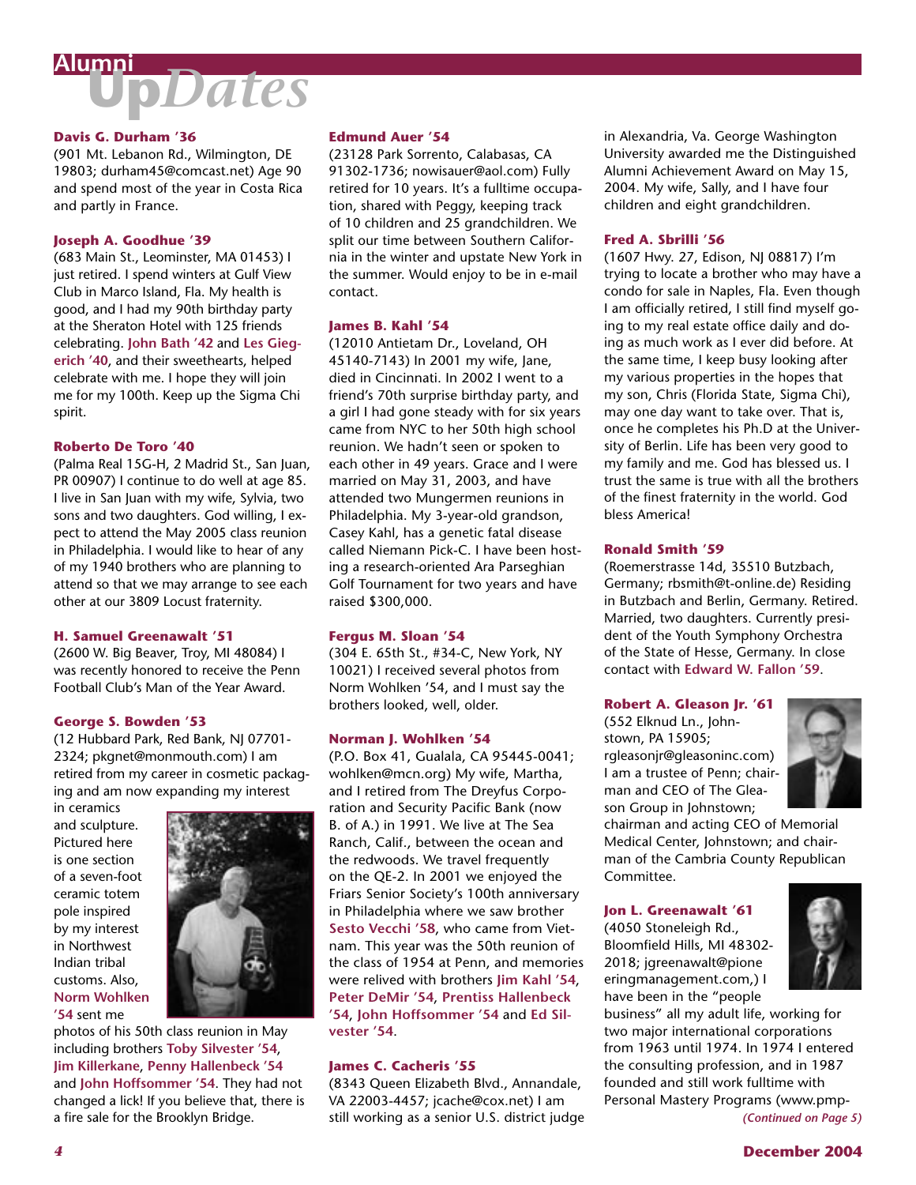# Alumni UpDates

**Davis G. Durham '36**
(901 Mt. Lebanon Rd., Wilmington, DE 19803; durham45@comcast.net) Age 90 and spend most of the year in Costa Rica and partly in France.

**Joseph A. Goodhue '39**
(683 Main St., Leominster, MA 01453) I just retired. I spend winters at Gulf View Club in Marco Island, Fla. My health is good, and I had my 90th birthday party at the Sheraton Hotel with 125 friends celebrating. **John Bath '42** and **Les Giegerich '40**, and their sweethearts, helped celebrate with me. I hope they will join me for my 100th. Keep up the Sigma Chi spirit.

**Roberto De Toro '40**
(Palma Real 15G-H, 2 Madrid St., San Juan, PR 00907) I continue to do well at age 85. I live in San Juan with my wife, Sylvia, two sons and two daughters. God willing, I expect to attend the May 2005 class reunion in Philadelphia. I would like to hear of any of my 1940 brothers who are planning to attend so that we may arrange to see each other at our 3809 Locust fraternity.

**H. Samuel Greenawalt '51**
(2600 W. Big Beaver, Troy, MI 48084) I was recently honored to receive the Penn Football Club's Man of the Year Award.

**George S. Bowden '53**
(12 Hubbard Park, Red Bank, NJ 07701-2324; pkgnet@monmouth.com) I am retired from my career in cosmetic packaging and am now expanding my interest in ceramics and sculpture. Pictured here is one section of a seven-foot ceramic totem pole inspired by my interest in Northwest Indian tribal customs. Also, **Norm Wohlken '54** sent me photos of his 50th class reunion in May including brothers **Toby Silvester '54**, **Jim Killerkane**, **Penny Hallenbeck '54** and **John Hoffsommer '54**. They had not changed a lick! If you believe that, there is a fire sale for the Brooklyn Bridge.

**Edmund Auer '54**
(23128 Park Sorrento, Calabasas, CA 91302-1736; nowisauer@aol.com) Fully retired for 10 years. It's a fulltime occupation, shared with Peggy, keeping track of 10 children and 25 grandchildren. We split our time between Southern California in the winter and upstate New York in the summer. Would enjoy to be in e-mail contact.

**James B. Kahl '54**
(12010 Antietam Dr., Loveland, OH 45140-7143) In 2001 my wife, Jane, died in Cincinnati. In 2002 I went to a friend's 70th surprise birthday party, and a girl I had gone steady with for six years came from NYC to her 50th high school reunion. We hadn't seen or spoken to each other in 49 years. Grace and I were married on May 31, 2003, and have attended two Mungermen reunions in Philadelphia. My 3-year-old grandson, Casey Kahl, has a genetic fatal disease called Niemann Pick-C. I have been hosting a research-oriented Ara Parseghian Golf Tournament for two years and have raised $300,000.

**Fergus M. Sloan '54**
(304 E. 65th St., #34-C, New York, NY 10021) I received several photos from Norm Wohlken '54, and I must say the brothers looked, well, older.

**Norman J. Wohlken '54**
(P.O. Box 41, Gualala, CA 95445-0041; wohlken@mcn.org) My wife, Martha, and I retired from The Dreyfus Corporation and Security Pacific Bank (now B. of A.) in 1991. We live at The Sea Ranch, Calif., between the ocean and the redwoods. We travel frequently on the QE-2. In 2001 we enjoyed the Friars Senior Society's 100th anniversary in Philadelphia where we saw brother **Sesto Vecchi '58**, who came from Vietnam. This year was the 50th reunion of the class of 1954 at Penn, and memories were relived with brothers **Jim Kahl '54**, **Peter DeMir '54**, **Prentiss Hallenbeck '54**, **John Hoffsommer '54** and **Ed Silvester '54**.

**James C. Cacheris '55**
(8343 Queen Elizabeth Blvd., Annandale, VA 22003-4457; jcache@cox.net) I am still working as a senior U.S. district judge in Alexandria, Va. George Washington University awarded me the Distinguished Alumni Achievement Award on May 15, 2004. My wife, Sally, and I have four children and eight grandchildren.

**Fred A. Sbrilli '56**
(1607 Hwy. 27, Edison, NJ 08817) I'm trying to locate a brother who may have a condo for sale in Naples, Fla. Even though I am officially retired, I still find myself going to my real estate office daily and doing as much work as I ever did before. At the same time, I keep busy looking after my various properties in the hopes that my son, Chris (Florida State, Sigma Chi), may one day want to take over. That is, once he completes his Ph.D at the University of Berlin. Life has been very good to my family and me. God has blessed us. I trust the same is true with all the brothers of the finest fraternity in the world. God bless America!

**Ronald Smith '59**
(Roemerstrasse 14d, 35510 Butzbach, Germany; rbsmith@t-online.de) Residing in Butzbach and Berlin, Germany. Retired. Married, two daughters. Currently president of the Youth Symphony Orchestra of the State of Hesse, Germany. In close contact with **Edward W. Fallon '59**.

**Robert A. Gleason Jr. '61**
(552 Elknud Ln., Johnstown, PA 15905; rgleasonjr@gleasoninc.com) I am a trustee of Penn; chairman and CEO of The Gleason Group in Johnstown; chairman and acting CEO of Memorial Medical Center, Johnstown; and chairman of the Cambria County Republican Committee.

**Jon L. Greenawalt '61**
(4050 Stoneleigh Rd., Bloomfield Hills, MI 48302-2018; jgreenawalt@pioneeringmanagement.com,) I have been in the "people business" all my adult life, working for two major international corporations from 1963 until 1974. In 1974 I entered the consulting profession, and in 1987 founded and still work fulltime with Personal Mastery Programs (www.pmp-

*(Continued on Page 5)*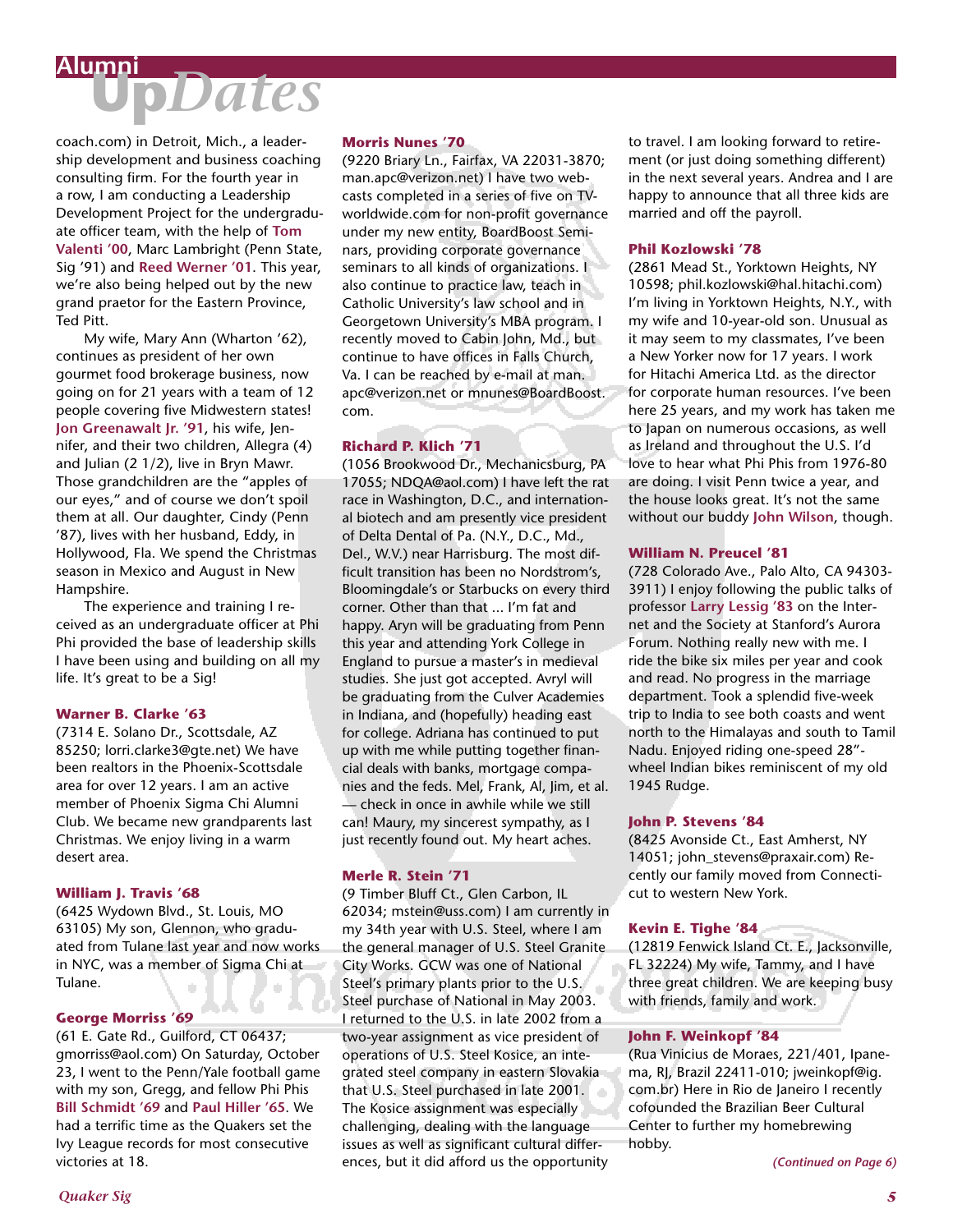# Alumni UpDates

coach.com) in Detroit, Mich., a leadership development and business coaching consulting firm. For the fourth year in a row, I am conducting a Leadership Development Project for the undergraduate officer team, with the help of **Tom Valenti '00**, Marc Lambright (Penn State, Sig '91) and **Reed Werner '01**. This year, we're also being helped out by the new grand praetor for the Eastern Province, Ted Pitt.

My wife, Mary Ann (Wharton '62), continues as president of her own gourmet food brokerage business, now going on for 21 years with a team of 12 people covering five Midwestern states! **Jon Greenawalt Jr. '91**, his wife, Jennifer, and their two children, Allegra (4) and Julian (2 1/2), live in Bryn Mawr. Those grandchildren are the "apples of our eyes," and of course we don't spoil them at all. Our daughter, Cindy (Penn '87), lives with her husband, Eddy, in Hollywood, Fla. We spend the Christmas season in Mexico and August in New Hampshire.

The experience and training I received as an undergraduate officer at Phi Phi provided the base of leadership skills I have been using and building on all my life. It's great to be a Sig!

### Warner B. Clarke '63

(7314 E. Solano Dr., Scottsdale, AZ 85250; lorri.clarke3@gte.net) We have been realtors in the Phoenix-Scottsdale area for over 12 years. I am an active member of Phoenix Sigma Chi Alumni Club. We became new grandparents last Christmas. We enjoy living in a warm desert area.

### William J. Travis '68

(6425 Wydown Blvd., St. Louis, MO 63105) My son, Glennon, who graduated from Tulane last year and now works in NYC, was a member of Sigma Chi at Tulane.

### George Morriss '69

(61 E. Gate Rd., Guilford, CT 06437; gmorriss@aol.com) On Saturday, October 23, I went to the Penn/Yale football game with my son, Gregg, and fellow Phi Phis **Bill Schmidt '69** and **Paul Hiller '65**. We had a terrific time as the Quakers set the Ivy League records for most consecutive victories at 18.

### Morris Nunes '70

(9220 Briary Ln., Fairfax, VA 22031-3870; man.apc@verizon.net) I have two webcasts completed in a series of five on TV-worldwide.com for non-profit governance under my new entity, BoardBoost Seminars, providing corporate governance seminars to all kinds of organizations. I also continue to practice law, teach in Catholic University's law school and in Georgetown University's MBA program. I recently moved to Cabin John, Md., but continue to have offices in Falls Church, Va. I can be reached by e-mail at man.apc@verizon.net or mnunes@BoardBoost.com.

### Richard P. Klich '71

(1056 Brookwood Dr., Mechanicsburg, PA 17055; NDQA@aol.com) I have left the rat race in Washington, D.C., and international biotech and am presently vice president of Delta Dental of Pa. (N.Y., D.C., Md., Del., W.V.) near Harrisburg. The most difficult transition has been no Nordstrom's, Bloomingdale's or Starbucks on every third corner. Other than that ... I'm fat and happy. Aryn will be graduating from Penn this year and attending York College in England to pursue a master's in medieval studies. She just got accepted. Avryl will be graduating from the Culver Academies in Indiana, and (hopefully) heading east for college. Adriana has continued to put up with me while putting together financial deals with banks, mortgage companies and the feds. Mel, Frank, Al, Jim, et al. — check in once in awhile while we still can! Maury, my sincerest sympathy, as I just recently found out. My heart aches.

### Merle R. Stein '71

(9 Timber Bluff Ct., Glen Carbon, IL 62034; mstein@uss.com) I am currently in my 34th year with U.S. Steel, where I am the general manager of U.S. Steel Granite City Works. GCW was one of National Steel's primary plants prior to the U.S. Steel purchase of National in May 2003. I returned to the U.S. in late 2002 from a two-year assignment as vice president of operations of U.S. Steel Kosice, an integrated steel company in eastern Slovakia that U.S. Steel purchased in late 2001. The Kosice assignment was especially challenging, dealing with the language issues as well as significant cultural differences, but it did afford us the opportunity to travel. I am looking forward to retirement (or just doing something different) in the next several years. Andrea and I are happy to announce that all three kids are married and off the payroll.

### Phil Kozlowski '78

(2861 Mead St., Yorktown Heights, NY 10598; phil.kozlowski@hal.hitachi.com) I'm living in Yorktown Heights, N.Y., with my wife and 10-year-old son. Unusual as it may seem to my classmates, I've been a New Yorker now for 17 years. I work for Hitachi America Ltd. as the director for corporate human resources. I've been here 25 years, and my work has taken me to Japan on numerous occasions, as well as Ireland and throughout the U.S. I'd love to hear what Phi Phis from 1976-80 are doing. I visit Penn twice a year, and the house looks great. It's not the same without our buddy **John Wilson**, though.

### William N. Preucel '81

(728 Colorado Ave., Palo Alto, CA 94303-3911) I enjoy following the public talks of professor **Larry Lessig '83** on the Internet and the Society at Stanford's Aurora Forum. Nothing really new with me. I ride the bike six miles per year and cook and read. No progress in the marriage department. Took a splendid five-week trip to India to see both coasts and went north to the Himalayas and south to Tamil Nadu. Enjoyed riding one-speed 28"-wheel Indian bikes reminiscent of my old 1945 Rudge.

### John P. Stevens '84

(8425 Avonside Ct., East Amherst, NY 14051; john_stevens@praxair.com) Recently our family moved from Connecticut to western New York.

### Kevin E. Tighe '84

(12819 Fenwick Island Ct. E., Jacksonville, FL 32224) My wife, Tammy, and I have three great children. We are keeping busy with friends, family and work.

### John F. Weinkopf '84

(Rua Vinicius de Moraes, 221/401, Ipanema, RJ, Brazil 22411-010; jweinkopf@ig.com.br) Here in Rio de Janeiro I recently cofounded the Brazilian Beer Cultural Center to further my homebrewing hobby.

*(Continued on Page 6)*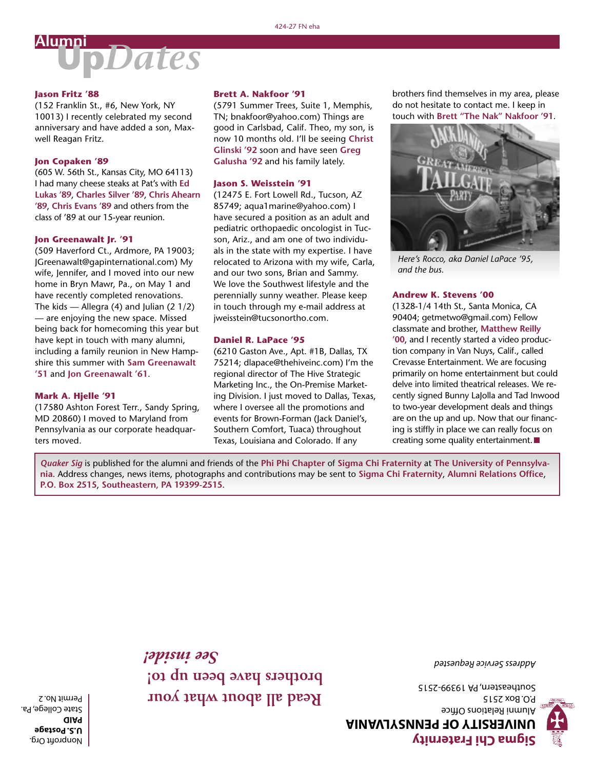# Alumni UpDates

**Jason Fritz '88**
(152 Franklin St., #6, New York, NY 10013) I recently celebrated my second anniversary and have added a son, Maxwell Reagan Fritz.

**Jon Copaken '89**
(605 W. 56th St., Kansas City, MO 64113) I had many cheese steaks at Pat's with **Ed Lukas '89**, **Charles Silver '89**, **Chris Ahearn '89**, **Chris Evans '89** and others from the class of '89 at our 15-year reunion.

**Jon Greenawalt Jr. '91**
(509 Haverford Ct., Ardmore, PA 19003; JGreenawalt@gapinternational.com) My wife, Jennifer, and I moved into our new home in Bryn Mawr, Pa., on May 1 and have recently completed renovations. The kids — Allegra (4) and Julian (2 1/2) — are enjoying the new space. Missed being back for homecoming this year but have kept in touch with many alumni, including a family reunion in New Hampshire this summer with **Sam Greenawalt '51** and **Jon Greenawalt '61**.

**Mark A. Hjelle '91**
(17580 Ashton Forest Terr., Sandy Spring, MD 20860) I moved to Maryland from Pennsylvania as our corporate headquarters moved.

**Brett A. Nakfoor '91**
(5791 Summer Trees, Suite 1, Memphis, TN; bnakfoor@yahoo.com) Things are good in Carlsbad, Calif. Theo, my son, is now 10 months old. I'll be seeing **Christ Glinski '92** soon and have seen **Greg Galusha '92** and his family lately.

**Jason S. Weisstein '91**
(12475 E. Fort Lowell Rd., Tucson, AZ 85749; aqua1marine@yahoo.com) I have secured a position as an adult and pediatric orthopaedic oncologist in Tucson, Ariz., and am one of two individuals in the state with my expertise. I have relocated to Arizona with my wife, Carla, and our two sons, Brian and Sammy. We love the Southwest lifestyle and the perennially sunny weather. Please keep in touch through my e-mail address at jweisstein@tucsonortho.com.

**Daniel R. LaPace '95**
(6210 Gaston Ave., Apt. #1B, Dallas, TX 75214; dlapace@thehiveinc.com) I'm the regional director of The Hive Strategic Marketing Inc., the On-Premise Marketing Division. I just moved to Dallas, Texas, where I oversee all the promotions and events for Brown-Forman (Jack Daniel's, Southern Comfort, Tuaca) throughout Texas, Louisiana and Colorado. If any brothers find themselves in my area, please do not hesitate to contact me. I keep in touch with **Brett "The Nak" Nakfoor '91**.

*Here's Rocco, aka Daniel LaPace '95, and the bus.*

**Andrew K. Stevens '00**
(1328-1/4 14th St., Santa Monica, CA 90404; getmetwo@gmail.com) Fellow classmate and brother, **Matthew Reilly '00**, and I recently started a video production company in Van Nuys, Calif., called Crevasse Entertainment. We are focusing primarily on home entertainment but could delve into limited theatrical releases. We recently signed Bunny LaJolla and Tad Inwood to two-year development deals and things are on the up and up. Now that our financing is stiffly in place we can really focus on creating some quality entertainment. ■

*Quaker Sig* is published for the alumni and friends of the **Phi Phi Chapter** of **Sigma Chi Fraternity** at **The University of Pennsylvania**. Address changes, news items, photographs and contributions may be sent to **Sigma Chi Fraternity**, **Alumni Relations Office**, **P.O. Box 2515**, **Southeastern, PA 19399-2515**.

**Sigma Chi Fraternity**
**UNIVERSITY OF PENNSYLVANIA**
Alumni Relations Office
P.O. Box 2515
Southeastern, PA 19399-2515

*Address Service Requested*

**Read all about what your brothers have been up to!**
*See inside!*

Nonprofit Org.
**U.S. Postage**
**PAID**
State College, Pa.
Permit No. 2